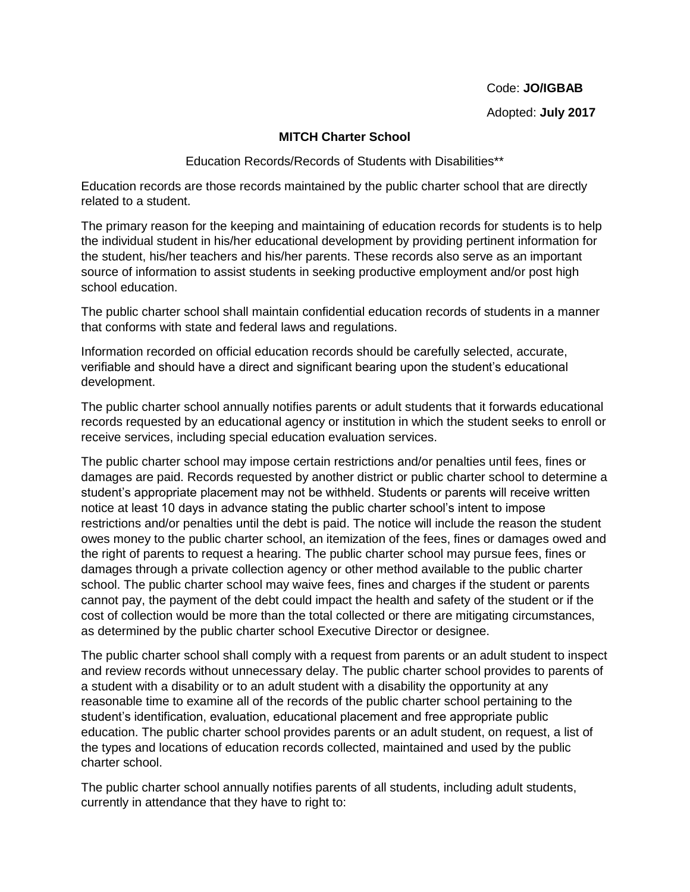Code: **JO/IGBAB**

Adopted: **July 2017**

## MITCH Charter School

### Education Records/Records of Students with Disabilities**

Education records are those records maintained by the public charter school that are directly related to a student.

The primary reason for the keeping and maintaining of education records for students is to help the individual student in his/her educational development by providing pertinent information for the student, his/her teachers and his/her parents. These records also serve as an important source of information to assist students in seeking productive employment and/or post high school education.

The public charter school shall maintain confidential education records of students in a manner that conforms with state and federal laws and regulations.

Information recorded on official education records should be carefully selected, accurate, verifiable and should have a direct and significant bearing upon the student's educational development.

The public charter school annually notifies parents or adult students that it forwards educational records requested by an educational agency or institution in which the student seeks to enroll or receive services, including special education evaluation services.

The public charter school may impose certain restrictions and/or penalties until fees, fines or damages are paid. Records requested by another district or public charter school to determine a student's appropriate placement may not be withheld. Students or parents will receive written notice at least 10 days in advance stating the public charter school's intent to impose restrictions and/or penalties until the debt is paid. The notice will include the reason the student owes money to the public charter school, an itemization of the fees, fines or damages owed and the right of parents to request a hearing. The public charter school may pursue fees, fines or damages through a private collection agency or other method available to the public charter school. The public charter school may waive fees, fines and charges if the student or parents cannot pay, the payment of the debt could impact the health and safety of the student or if the cost of collection would be more than the total collected or there are mitigating circumstances, as determined by the public charter school Executive Director or designee.

The public charter school shall comply with a request from parents or an adult student to inspect and review records without unnecessary delay. The public charter school provides to parents of a student with a disability or to an adult student with a disability the opportunity at any reasonable time to examine all of the records of the public charter school pertaining to the student's identification, evaluation, educational placement and free appropriate public education. The public charter school provides parents or an adult student, on request, a list of the types and locations of education records collected, maintained and used by the public charter school.

The public charter school annually notifies parents of all students, including adult students, currently in attendance that they have to right to: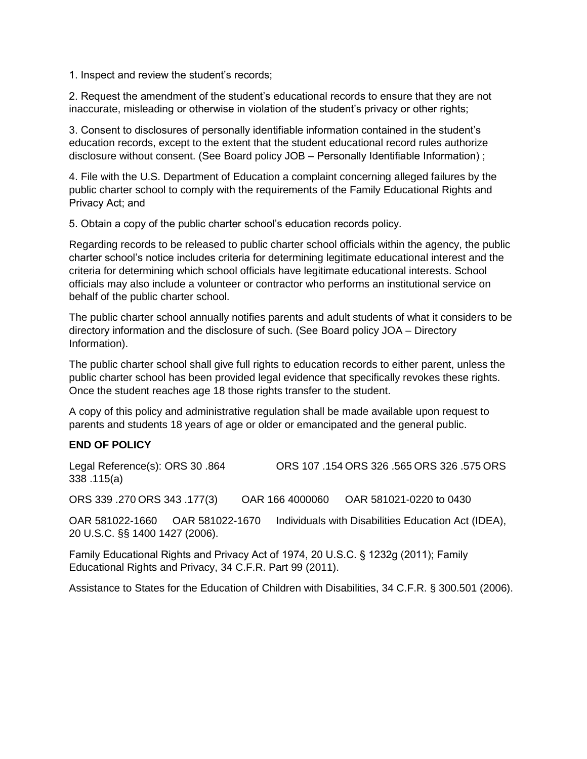1. Inspect and review the student's records;

2. Request the amendment of the student's educational records to ensure that they are not inaccurate, misleading or otherwise in violation of the student's privacy or other rights;

3. Consent to disclosures of personally identifiable information contained in the student's education records, except to the extent that the student educational record rules authorize disclosure without consent. (See Board policy JOB – Personally Identifiable Information) ;

4. File with the U.S. Department of Education a complaint concerning alleged failures by the public charter school to comply with the requirements of the Family Educational Rights and Privacy Act; and

5. Obtain a copy of the public charter school's education records policy.

Regarding records to be released to public charter school officials within the agency, the public charter school's notice includes criteria for determining legitimate educational interest and the criteria for determining which school officials have legitimate educational interests. School officials may also include a volunteer or contractor who performs an institutional service on behalf of the public charter school.

The public charter school annually notifies parents and adult students of what it considers to be directory information and the disclosure of such. (See Board policy JOA – Directory Information).

The public charter school shall give full rights to education records to either parent, unless the public charter school has been provided legal evidence that specifically revokes these rights. Once the student reaches age 18 those rights transfer to the student.

A copy of this policy and administrative regulation shall be made available upon request to parents and students 18 years of age or older or emancipated and the general public.

**END OF POLICY**

Legal Reference(s): ORS 30 .864 ORS 107 .154 ORS 326 .565 ORS 326 .575 ORS 338 .115(a)

ORS 339 .270 ORS 343 .177(3) OAR 166 4000060 OAR 581021-0220 to 0430

OAR 581022-1660 OAR 581022-1670 Individuals with Disabilities Education Act (IDEA), 20 U.S.C. §§ 1400 1427 (2006).

Family Educational Rights and Privacy Act of 1974, 20 U.S.C. § 1232g (2011); Family Educational Rights and Privacy, 34 C.F.R. Part 99 (2011).

Assistance to States for the Education of Children with Disabilities, 34 C.F.R. § 300.501 (2006).